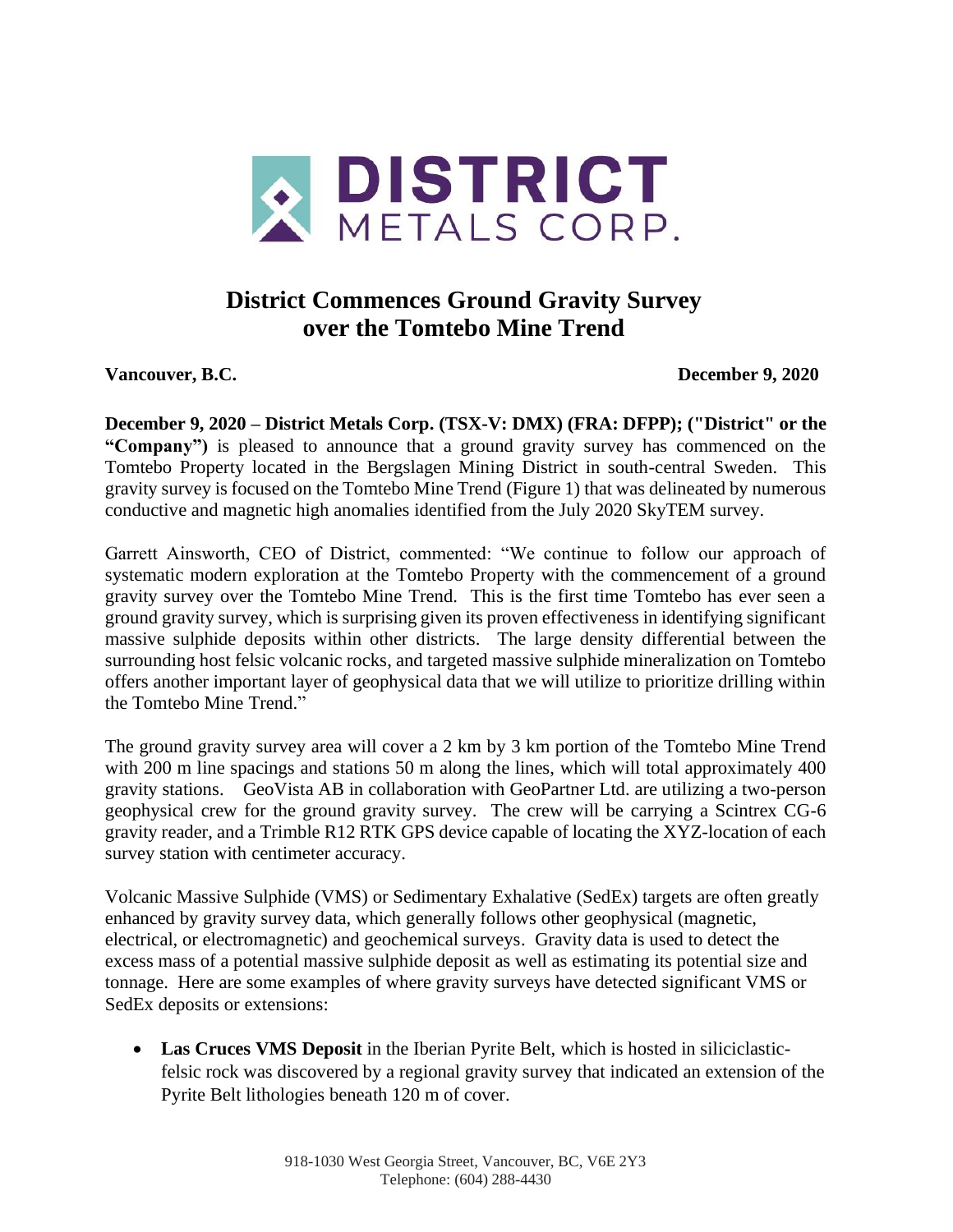**DISTRICT METALS CORP.**

# District Commences Ground Gravity Survey over the Tomtebo Mine Trend

**Vancouver, B.C.** **December 9, 2020**

**December 9, 2020 – District Metals Corp. (TSX-V: DMX) (FRA: DFPP); ("District" or the "Company")** is pleased to announce that a ground gravity survey has commenced on the Tomtebo Property located in the Bergslagen Mining District in south-central Sweden. This gravity survey is focused on the Tomtebo Mine Trend (Figure 1) that was delineated by numerous conductive and magnetic high anomalies identified from the July 2020 SkyTEM survey.

Garrett Ainsworth, CEO of District, commented: "We continue to follow our approach of systematic modern exploration at the Tomtebo Property with the commencement of a ground gravity survey over the Tomtebo Mine Trend. This is the first time Tomtebo has ever seen a ground gravity survey, which is surprising given its proven effectiveness in identifying significant massive sulphide deposits within other districts. The large density differential between the surrounding host felsic volcanic rocks, and targeted massive sulphide mineralization on Tomtebo offers another important layer of geophysical data that we will utilize to prioritize drilling within the Tomtebo Mine Trend."

The ground gravity survey area will cover a 2 km by 3 km portion of the Tomtebo Mine Trend with 200 m line spacings and stations 50 m along the lines, which will total approximately 400 gravity stations. GeoVista AB in collaboration with GeoPartner Ltd. are utilizing a two-person geophysical crew for the ground gravity survey. The crew will be carrying a Scintrex CG-6 gravity reader, and a Trimble R12 RTK GPS device capable of locating the XYZ-location of each survey station with centimeter accuracy.

Volcanic Massive Sulphide (VMS) or Sedimentary Exhalative (SedEx) targets are often greatly enhanced by gravity survey data, which generally follows other geophysical (magnetic, electrical, or electromagnetic) and geochemical surveys. Gravity data is used to detect the excess mass of a potential massive sulphide deposit as well as estimating its potential size and tonnage. Here are some examples of where gravity surveys have detected significant VMS or SedEx deposits or extensions:

- **Las Cruces VMS Deposit** in the Iberian Pyrite Belt, which is hosted in siliciclastic-felsic rock was discovered by a regional gravity survey that indicated an extension of the Pyrite Belt lithologies beneath 120 m of cover.

918-1030 West Georgia Street, Vancouver, BC, V6E 2Y3
Telephone: (604) 288-4430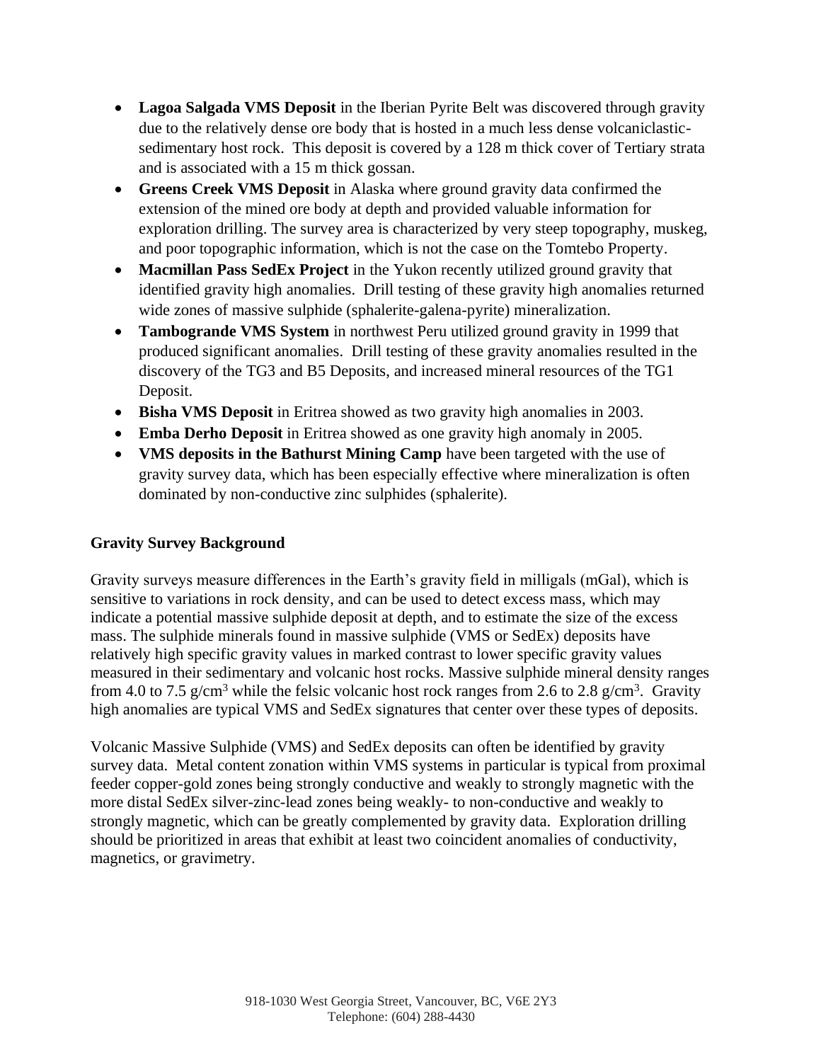- **Lagoa Salgada VMS Deposit** in the Iberian Pyrite Belt was discovered through gravity due to the relatively dense ore body that is hosted in a much less dense volcaniclastic-sedimentary host rock. This deposit is covered by a 128 m thick cover of Tertiary strata and is associated with a 15 m thick gossan.
- **Greens Creek VMS Deposit** in Alaska where ground gravity data confirmed the extension of the mined ore body at depth and provided valuable information for exploration drilling. The survey area is characterized by very steep topography, muskeg, and poor topographic information, which is not the case on the Tomtebo Property.
- **Macmillan Pass SedEx Project** in the Yukon recently utilized ground gravity that identified gravity high anomalies. Drill testing of these gravity high anomalies returned wide zones of massive sulphide (sphalerite-galena-pyrite) mineralization.
- **Tambogrande VMS System** in northwest Peru utilized ground gravity in 1999 that produced significant anomalies. Drill testing of these gravity anomalies resulted in the discovery of the TG3 and B5 Deposits, and increased mineral resources of the TG1 Deposit.
- **Bisha VMS Deposit** in Eritrea showed as two gravity high anomalies in 2003.
- **Emba Derho Deposit** in Eritrea showed as one gravity high anomaly in 2005.
- **VMS deposits in the Bathurst Mining Camp** have been targeted with the use of gravity survey data, which has been especially effective where mineralization is often dominated by non-conductive zinc sulphides (sphalerite).

**Gravity Survey Background**

Gravity surveys measure differences in the Earth's gravity field in milligals (mGal), which is sensitive to variations in rock density, and can be used to detect excess mass, which may indicate a potential massive sulphide deposit at depth, and to estimate the size of the excess mass. The sulphide minerals found in massive sulphide (VMS or SedEx) deposits have relatively high specific gravity values in marked contrast to lower specific gravity values measured in their sedimentary and volcanic host rocks. Massive sulphide mineral density ranges from 4.0 to 7.5 g/cm$^3$ while the felsic volcanic host rock ranges from 2.6 to 2.8 g/cm$^3$. Gravity high anomalies are typical VMS and SedEx signatures that center over these types of deposits.

Volcanic Massive Sulphide (VMS) and SedEx deposits can often be identified by gravity survey data. Metal content zonation within VMS systems in particular is typical from proximal feeder copper-gold zones being strongly conductive and weakly to strongly magnetic with the more distal SedEx silver-zinc-lead zones being weakly- to non-conductive and weakly to strongly magnetic, which can be greatly complemented by gravity data. Exploration drilling should be prioritized in areas that exhibit at least two coincident anomalies of conductivity, magnetics, or gravimetry.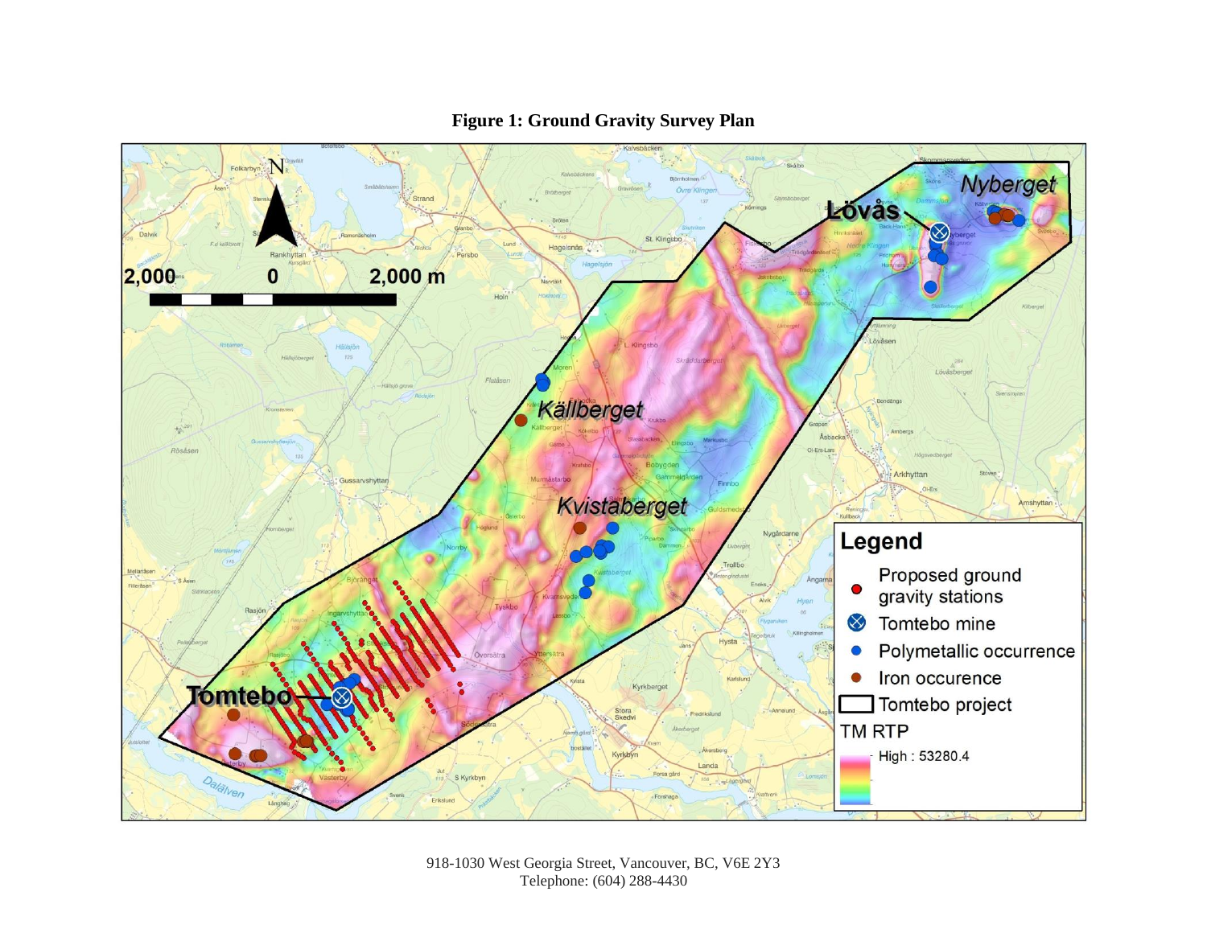**Figure 1: Ground Gravity Survey Plan**

918-1030 West Georgia Street, Vancouver, BC, V6E 2Y3
Telephone: (604) 288-4430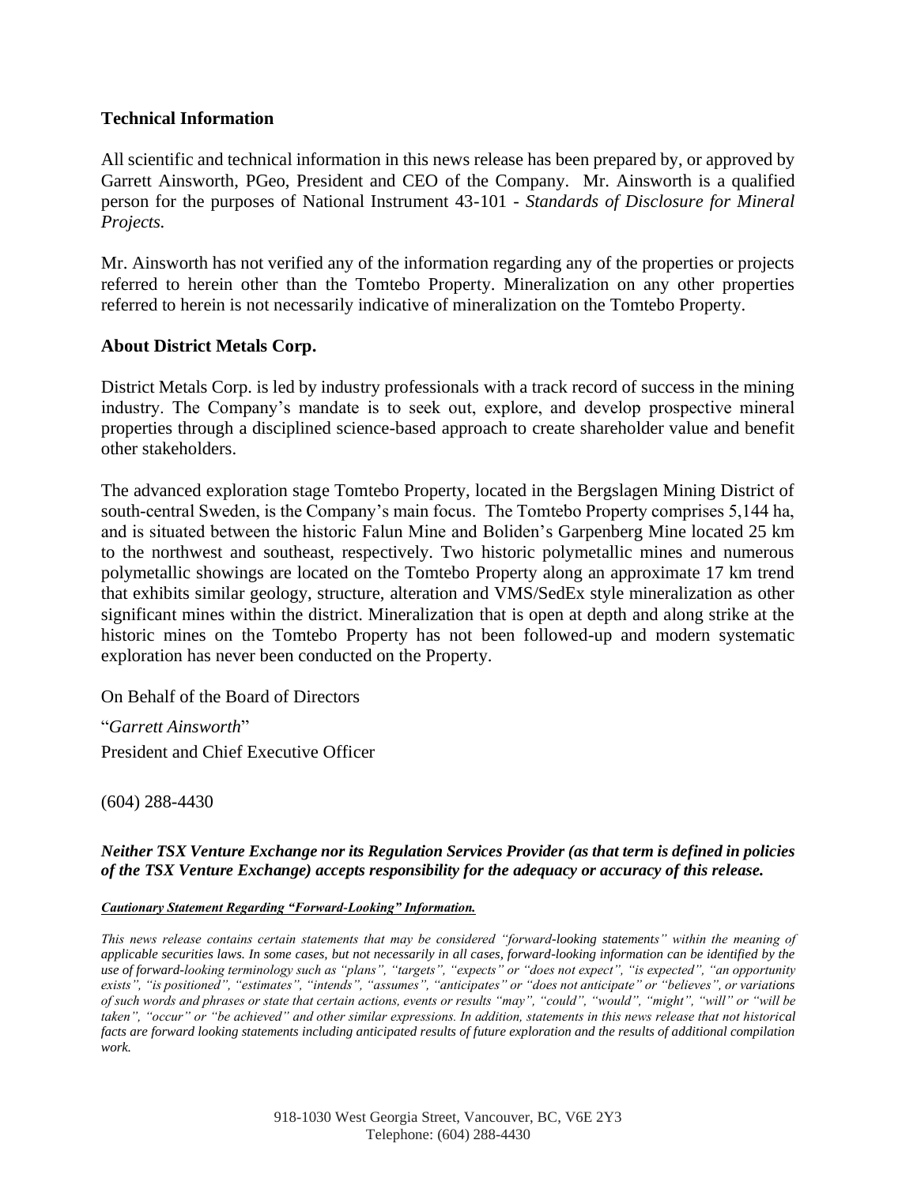## Technical Information

All scientific and technical information in this news release has been prepared by, or approved by Garrett Ainsworth, PGeo, President and CEO of the Company. Mr. Ainsworth is a qualified person for the purposes of National Instrument 43-101 - *Standards of Disclosure for Mineral Projects.*

Mr. Ainsworth has not verified any of the information regarding any of the properties or projects referred to herein other than the Tomtebo Property. Mineralization on any other properties referred to herein is not necessarily indicative of mineralization on the Tomtebo Property.

## About District Metals Corp.

District Metals Corp. is led by industry professionals with a track record of success in the mining industry. The Company's mandate is to seek out, explore, and develop prospective mineral properties through a disciplined science-based approach to create shareholder value and benefit other stakeholders.

The advanced exploration stage Tomtebo Property, located in the Bergslagen Mining District of south-central Sweden, is the Company's main focus. The Tomtebo Property comprises 5,144 ha, and is situated between the historic Falun Mine and Boliden's Garpenberg Mine located 25 km to the northwest and southeast, respectively. Two historic polymetallic mines and numerous polymetallic showings are located on the Tomtebo Property along an approximate 17 km trend that exhibits similar geology, structure, alteration and VMS/SedEx style mineralization as other significant mines within the district. Mineralization that is open at depth and along strike at the historic mines on the Tomtebo Property has not been followed-up and modern systematic exploration has never been conducted on the Property.

On Behalf of the Board of Directors

"*Garrett Ainsworth*"
President and Chief Executive Officer

(604) 288-4430

***Neither TSX Venture Exchange nor its Regulation Services Provider (as that term is defined in policies of the TSX Venture Exchange) accepts responsibility for the adequacy or accuracy of this release.***

***Cautionary Statement Regarding "Forward-Looking" Information.***

*This news release contains certain statements that may be considered "forward-looking statements" within the meaning of applicable securities laws. In some cases, but not necessarily in all cases, forward-looking information can be identified by the use of forward-looking terminology such as "plans", "targets", "expects" or "does not expect", "is expected", "an opportunity exists", "is positioned", "estimates", "intends", "assumes", "anticipates" or "does not anticipate" or "believes", or variations of such words and phrases or state that certain actions, events or results "may", "could", "would", "might", "will" or "will be taken", "occur" or "be achieved" and other similar expressions. In addition, statements in this news release that not historical facts are forward looking statements including anticipated results of future exploration and the results of additional compilation work.*

918-1030 West Georgia Street, Vancouver, BC, V6E 2Y3
Telephone: (604) 288-4430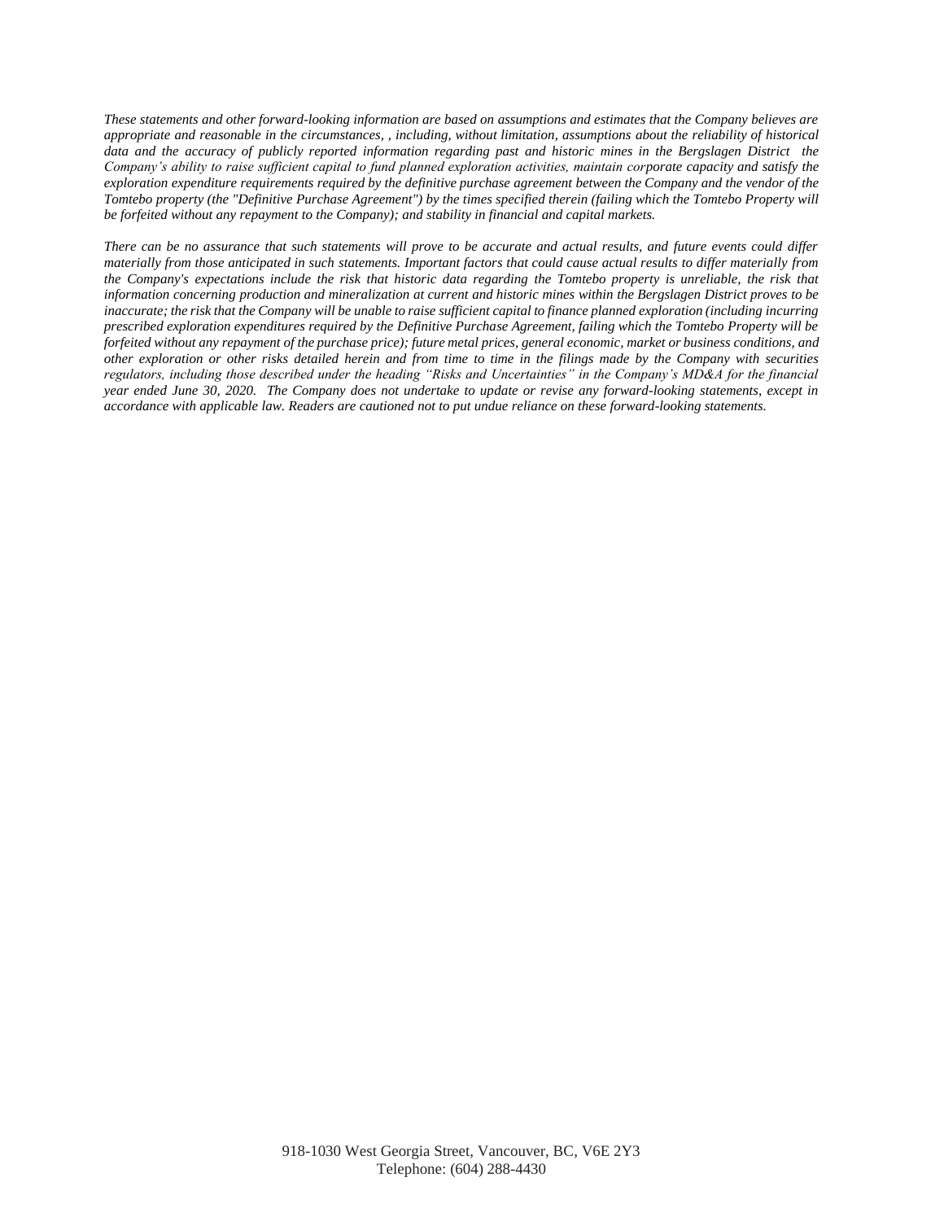*These statements and other forward-looking information are based on assumptions and estimates that the Company believes are appropriate and reasonable in the circumstances, , including, without limitation, assumptions about the reliability of historical data and the accuracy of publicly reported information regarding past and historic mines in the Bergslagen District the Company's ability to raise sufficient capital to fund planned exploration activities, maintain corporate capacity and satisfy the exploration expenditure requirements required by the definitive purchase agreement between the Company and the vendor of the Tomtebo property (the "Definitive Purchase Agreement") by the times specified therein (failing which the Tomtebo Property will be forfeited without any repayment to the Company); and stability in financial and capital markets.*

*There can be no assurance that such statements will prove to be accurate and actual results, and future events could differ materially from those anticipated in such statements. Important factors that could cause actual results to differ materially from the Company's expectations include the risk that historic data regarding the Tomtebo property is unreliable, the risk that information concerning production and mineralization at current and historic mines within the Bergslagen District proves to be inaccurate; the risk that the Company will be unable to raise sufficient capital to finance planned exploration (including incurring prescribed exploration expenditures required by the Definitive Purchase Agreement, failing which the Tomtebo Property will be forfeited without any repayment of the purchase price); future metal prices, general economic, market or business conditions, and other exploration or other risks detailed herein and from time to time in the filings made by the Company with securities regulators, including those described under the heading "Risks and Uncertainties" in the Company's MD&A for the financial year ended June 30, 2020. The Company does not undertake to update or revise any forward-looking statements, except in accordance with applicable law. Readers are cautioned not to put undue reliance on these forward-looking statements.*

918-1030 West Georgia Street, Vancouver, BC, V6E 2Y3
Telephone: (604) 288-4430